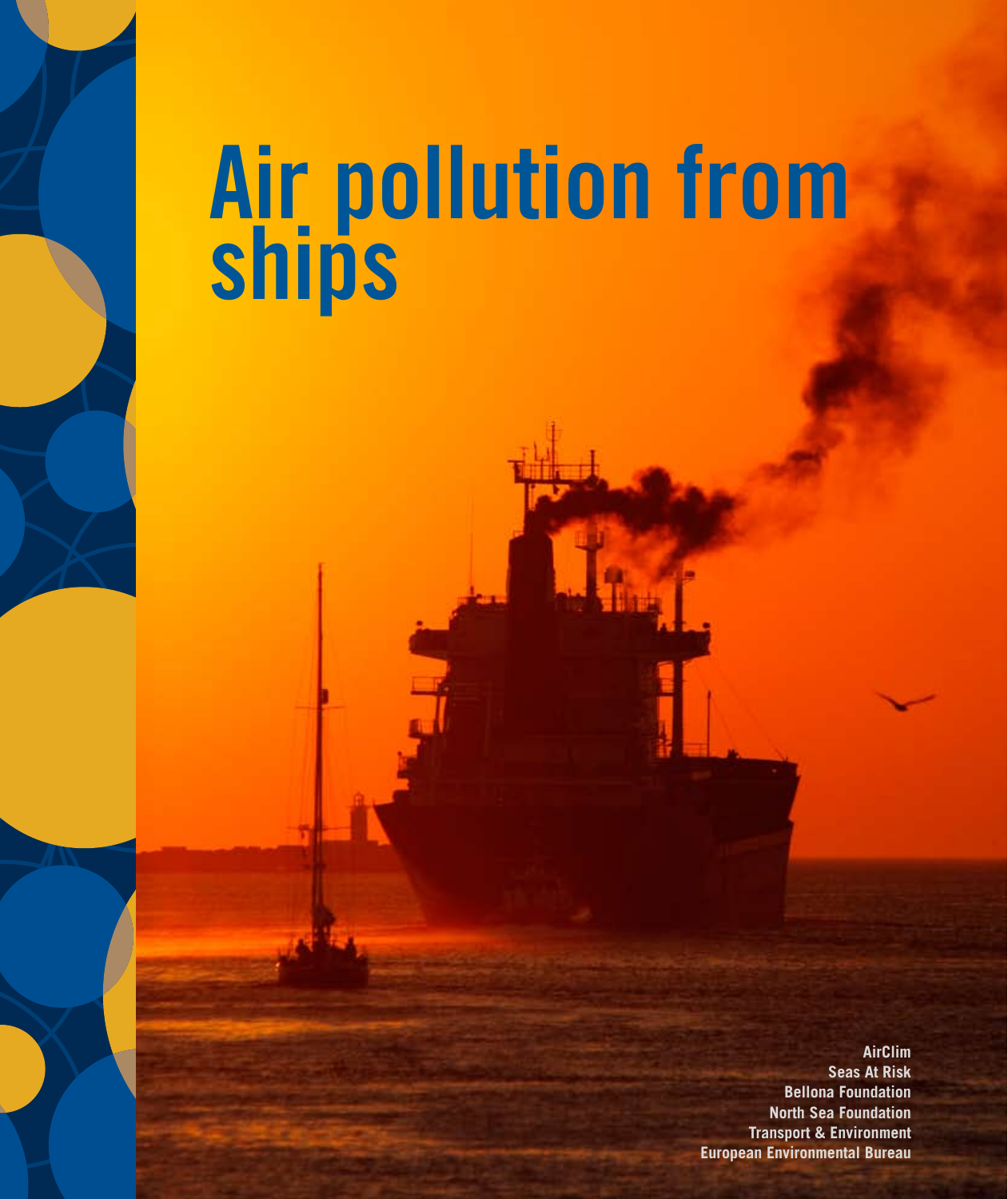# Air pollution from ships

AirClim
Seas At Risk
Bellona Foundation
North Sea Foundation
Transport & Environment
European Environmental Bureau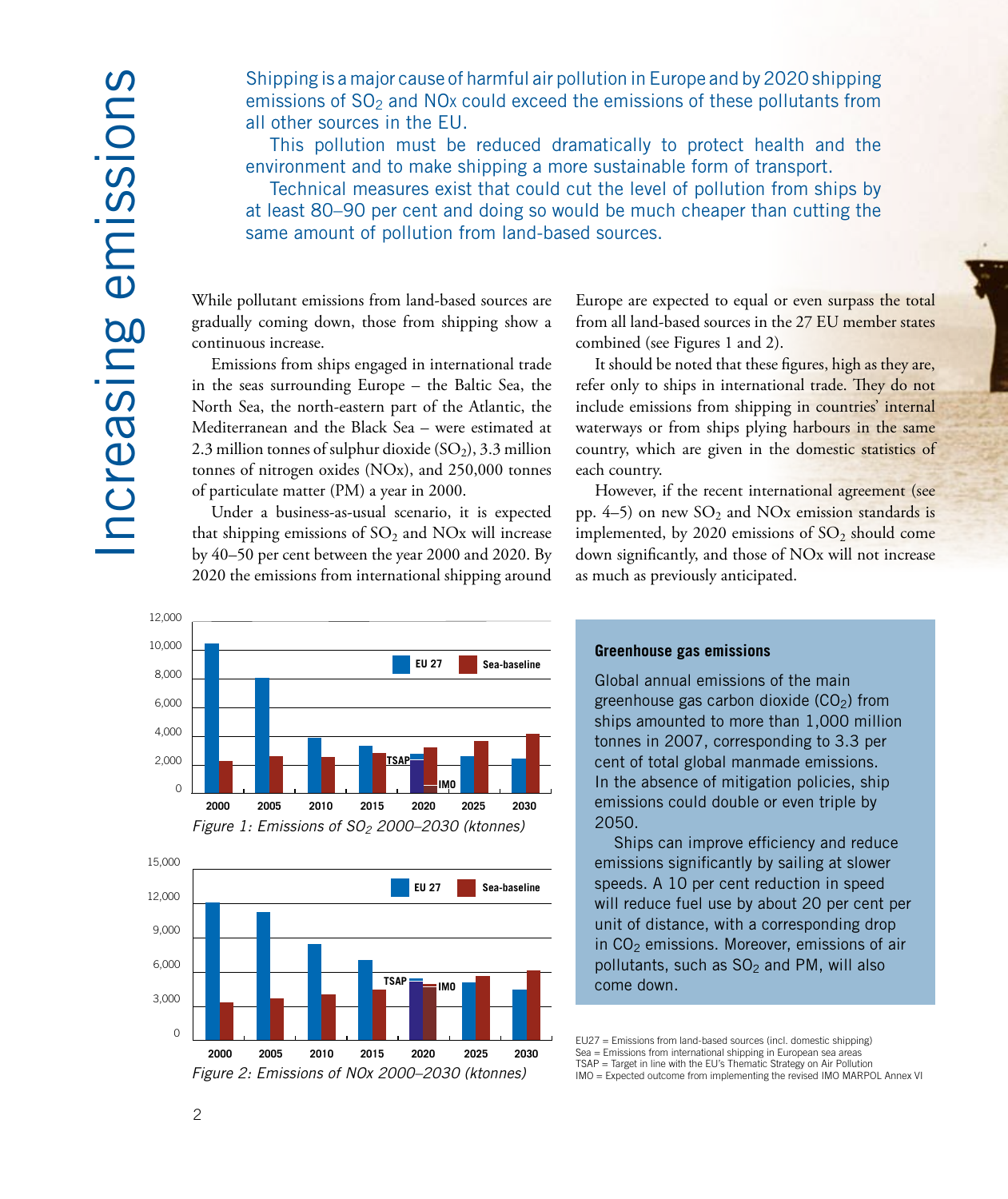# Increasing emissions

Shipping is a major cause of harmful air pollution in Europe and by 2020 shipping emissions of $SO_2$ and NOx could exceed the emissions of these pollutants from all other sources in the EU.

This pollution must be reduced dramatically to protect health and the environment and to make shipping a more sustainable form of transport.

Technical measures exist that could cut the level of pollution from ships by at least 80–90 per cent and doing so would be much cheaper than cutting the same amount of pollution from land-based sources.

While pollutant emissions from land-based sources are gradually coming down, those from shipping show a continuous increase.

Emissions from ships engaged in international trade in the seas surrounding Europe – the Baltic Sea, the North Sea, the north-eastern part of the Atlantic, the Mediterranean and the Black Sea – were estimated at 2.3 million tonnes of sulphur dioxide ($SO_2$), 3.3 million tonnes of nitrogen oxides (NOx), and 250,000 tonnes of particulate matter (PM) a year in 2000.

Under a business-as-usual scenario, it is expected that shipping emissions of $SO_2$ and NOx will increase by 40–50 per cent between the year 2000 and 2020. By 2020 the emissions from international shipping around Europe are expected to equal or even surpass the total from all land-based sources in the 27 EU member states combined (see Figures 1 and 2).

It should be noted that these figures, high as they are, refer only to ships in international trade. They do not include emissions from shipping in countries' internal waterways or from ships plying harbours in the same country, which are given in the domestic statistics of each country.

However, if the recent international agreement (see pp. 4–5) on new $SO_2$ and NOx emission standards is implemented, by 2020 emissions of $SO_2$ should come down significantly, and those of NOx will not increase as much as previously anticipated.

*Figure 1: Emissions of $SO_2$ 2000–2030 (ktonnes)*

*Figure 2: Emissions of NOx 2000–2030 (ktonnes)*

EU27 = Emissions from land-based sources (incl. domestic shipping)
Sea = Emissions from international shipping in European sea areas
TSAP = Target in line with the EU's Thematic Strategy on Air Pollution
IMO = Expected outcome from implementing the revised IMO MARPOL Annex VI

### Greenhouse gas emissions

Global annual emissions of the main greenhouse gas carbon dioxide ($CO_2$) from ships amounted to more than 1,000 million tonnes in 2007, corresponding to 3.3 per cent of total global manmade emissions. In the absence of mitigation policies, ship emissions could double or even triple by 2050.

Ships can improve efficiency and reduce emissions significantly by sailing at slower speeds. A 10 per cent reduction in speed will reduce fuel use by about 20 per cent per unit of distance, with a corresponding drop in $CO_2$ emissions. Moreover, emissions of air pollutants, such as $SO_2$ and PM, will also come down.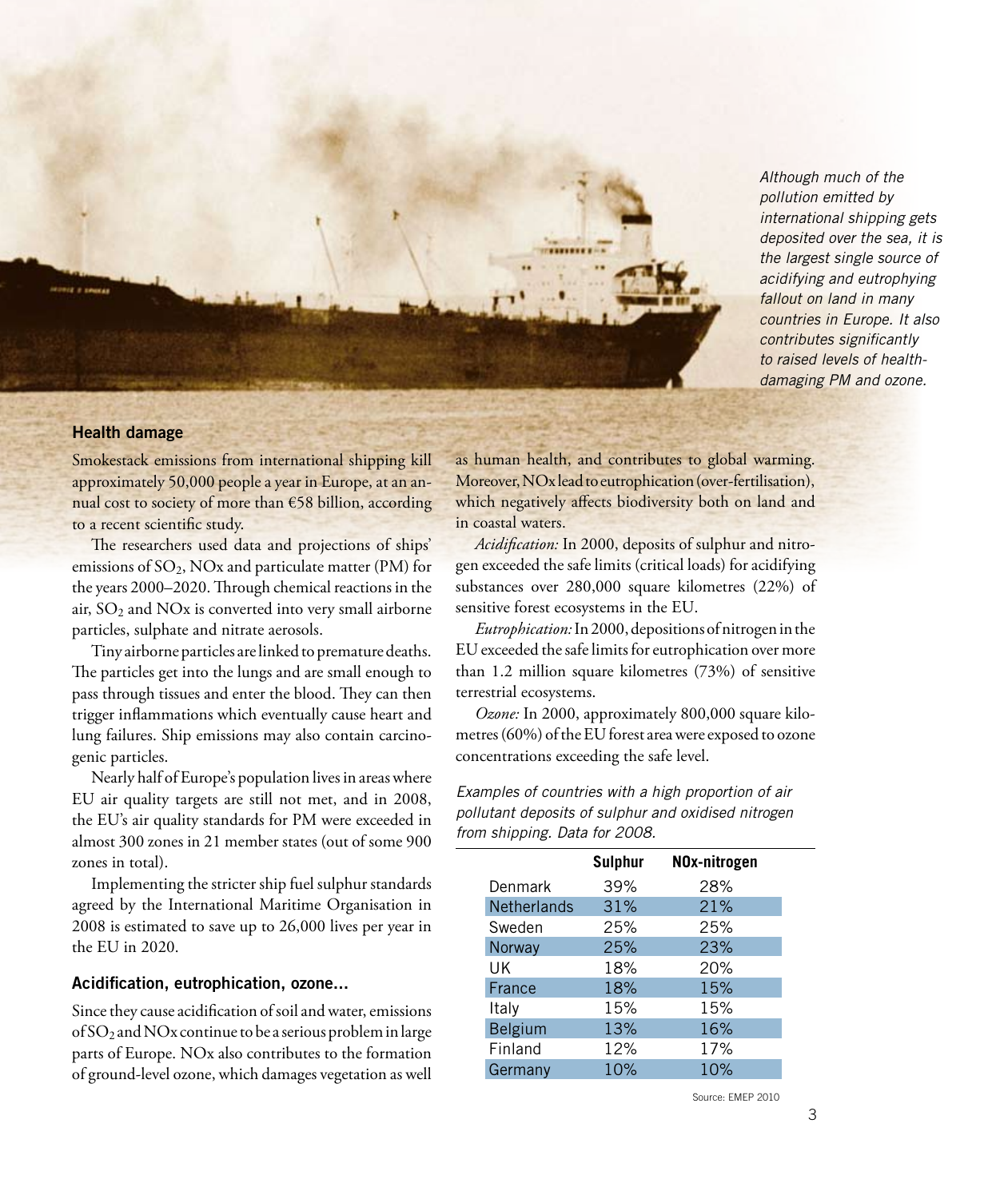*Although much of the pollution emitted by international shipping gets deposited over the sea, it is the largest single source of acidifying and eutrophying fallout on land in many countries in Europe. It also contributes significantly to raised levels of health-damaging PM and ozone.*

### Health damage

Smokestack emissions from international shipping kill approximately 50,000 people a year in Europe, at an annual cost to society of more than €58 billion, according to a recent scientific study.

The researchers used data and projections of ships' emissions of $SO_2$, NOx and particulate matter (PM) for the years 2000–2020. Through chemical reactions in the air, $SO_2$ and NOx is converted into very small airborne particles, sulphate and nitrate aerosols.

Tiny airborne particles are linked to premature deaths. The particles get into the lungs and are small enough to pass through tissues and enter the blood. They can then trigger inflammations which eventually cause heart and lung failures. Ship emissions may also contain carcinogenic particles.

Nearly half of Europe's population lives in areas where EU air quality targets are still not met, and in 2008, the EU's air quality standards for PM were exceeded in almost 300 zones in 21 member states (out of some 900 zones in total).

Implementing the stricter ship fuel sulphur standards agreed by the International Maritime Organisation in 2008 is estimated to save up to 26,000 lives per year in the EU in 2020.

### Acidification, eutrophication, ozone...

Since they cause acidification of soil and water, emissions of $SO_2$ and NOx continue to be a serious problem in large parts of Europe. NOx also contributes to the formation of ground-level ozone, which damages vegetation as well as human health, and contributes to global warming. Moreover, NOx lead to eutrophication (over-fertilisation), which negatively affects biodiversity both on land and in coastal waters.

*Acidification:* In 2000, deposits of sulphur and nitrogen exceeded the safe limits (critical loads) for acidifying substances over 280,000 square kilometres (22%) of sensitive forest ecosystems in the EU.

*Eutrophication:* In 2000, depositions of nitrogen in the EU exceeded the safe limits for eutrophication over more than 1.2 million square kilometres (73%) of sensitive terrestrial ecosystems.

*Ozone:* In 2000, approximately 800,000 square kilometres (60%) of the EU forest area were exposed to ozone concentrations exceeding the safe level.

*Examples of countries with a high proportion of air pollutant deposits of sulphur and oxidised nitrogen from shipping. Data for 2008.*

| | Sulphur | NOx-nitrogen |
|---|---|---|
| Denmark | 39% | 28% |
| Netherlands | 31% | 21% |
| Sweden | 25% | 25% |
| Norway | 25% | 23% |
| UK | 18% | 20% |
| France | 18% | 15% |
| Italy | 15% | 15% |
| Belgium | 13% | 16% |
| Finland | 12% | 17% |
| Germany | 10% | 10% |

Source: EMEP 2010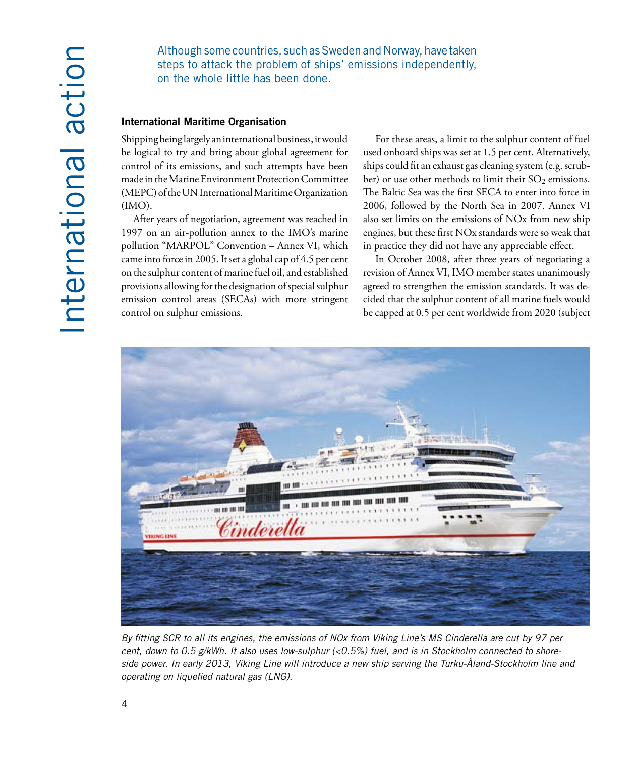# International action

Although some countries, such as Sweden and Norway, have taken steps to attack the problem of ships' emissions independently, on the whole little has been done.

## International Maritime Organisation

Shipping being largely an international business, it would be logical to try and bring about global agreement for control of its emissions, and such attempts have been made in the Marine Environment Protection Committee (MEPC) of the UN International Maritime Organization (IMO).

After years of negotiation, agreement was reached in 1997 on an air-pollution annex to the IMO's marine pollution "MARPOL" Convention – Annex VI, which came into force in 2005. It set a global cap of 4.5 per cent on the sulphur content of marine fuel oil, and established provisions allowing for the designation of special sulphur emission control areas (SECAs) with more stringent control on sulphur emissions.

For these areas, a limit to the sulphur content of fuel used onboard ships was set at 1.5 per cent. Alternatively, ships could fit an exhaust gas cleaning system (e.g. scrubber) or use other methods to limit their $SO_2$ emissions. The Baltic Sea was the first SECA to enter into force in 2006, followed by the North Sea in 2007. Annex VI also set limits on the emissions of NOx from new ship engines, but these first NOx standards were so weak that in practice they did not have any appreciable effect.

In October 2008, after three years of negotiating a revision of Annex VI, IMO member states unanimously agreed to strengthen the emission standards. It was decided that the sulphur content of all marine fuels would be capped at 0.5 per cent worldwide from 2020 (subject

*By fitting SCR to all its engines, the emissions of NOx from Viking Line's MS Cinderella are cut by 97 per cent, down to 0.5 g/kWh. It also uses low-sulphur (<0.5%) fuel, and is in Stockholm connected to shore-side power. In early 2013, Viking Line will introduce a new ship serving the Turku-Åland-Stockholm line and operating on liquefied natural gas (LNG).*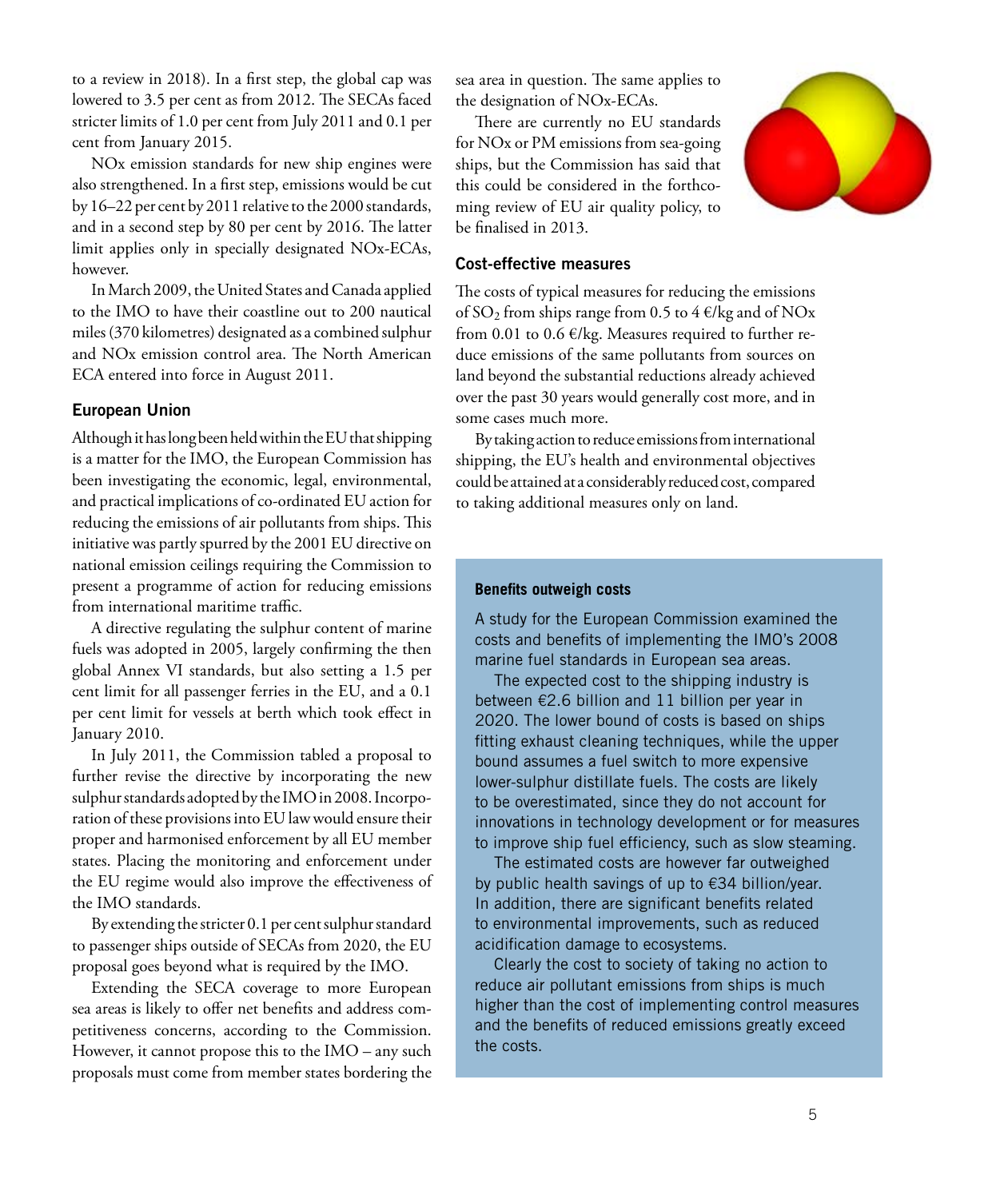to a review in 2018). In a first step, the global cap was lowered to 3.5 per cent as from 2012. The SECAs faced stricter limits of 1.0 per cent from July 2011 and 0.1 per cent from January 2015.

NOx emission standards for new ship engines were also strengthened. In a first step, emissions would be cut by 16–22 per cent by 2011 relative to the 2000 standards, and in a second step by 80 per cent by 2016. The latter limit applies only in specially designated NOx-ECAs, however.

In March 2009, the United States and Canada applied to the IMO to have their coastline out to 200 nautical miles (370 kilometres) designated as a combined sulphur and NOx emission control area. The North American ECA entered into force in August 2011.

### European Union

Although it has long been held within the EU that shipping is a matter for the IMO, the European Commission has been investigating the economic, legal, environmental, and practical implications of co-ordinated EU action for reducing the emissions of air pollutants from ships. This initiative was partly spurred by the 2001 EU directive on national emission ceilings requiring the Commission to present a programme of action for reducing emissions from international maritime traffic.

A directive regulating the sulphur content of marine fuels was adopted in 2005, largely confirming the then global Annex VI standards, but also setting a 1.5 per cent limit for all passenger ferries in the EU, and a 0.1 per cent limit for vessels at berth which took effect in January 2010.

In July 2011, the Commission tabled a proposal to further revise the directive by incorporating the new sulphur standards adopted by the IMO in 2008. Incorporation of these provisions into EU law would ensure their proper and harmonised enforcement by all EU member states. Placing the monitoring and enforcement under the EU regime would also improve the effectiveness of the IMO standards.

By extending the stricter 0.1 per cent sulphur standard to passenger ships outside of SECAs from 2020, the EU proposal goes beyond what is required by the IMO.

Extending the SECA coverage to more European sea areas is likely to offer net benefits and address competitiveness concerns, according to the Commission. However, it cannot propose this to the IMO – any such proposals must come from member states bordering the sea area in question. The same applies to the designation of NOx-ECAs.

There are currently no EU standards for NOx or PM emissions from sea-going ships, but the Commission has said that this could be considered in the forthcoming review of EU air quality policy, to be finalised in 2013.

### Cost-effective measures

The costs of typical measures for reducing the emissions of $SO_2$ from ships range from 0.5 to 4 €/kg and of NOx from 0.01 to 0.6 €/kg. Measures required to further reduce emissions of the same pollutants from sources on land beyond the substantial reductions already achieved over the past 30 years would generally cost more, and in some cases much more.

By taking action to reduce emissions from international shipping, the EU's health and environmental objectives could be attained at a considerably reduced cost, compared to taking additional measures only on land.

#### Benefits outweigh costs

A study for the European Commission examined the costs and benefits of implementing the IMO's 2008 marine fuel standards in European sea areas.

The expected cost to the shipping industry is between €2.6 billion and 11 billion per year in 2020. The lower bound of costs is based on ships fitting exhaust cleaning techniques, while the upper bound assumes a fuel switch to more expensive lower-sulphur distillate fuels. The costs are likely to be overestimated, since they do not account for innovations in technology development or for measures to improve ship fuel efficiency, such as slow steaming.

The estimated costs are however far outweighed by public health savings of up to €34 billion/year. In addition, there are significant benefits related to environmental improvements, such as reduced acidification damage to ecosystems.

Clearly the cost to society of taking no action to reduce air pollutant emissions from ships is much higher than the cost of implementing control measures and the benefits of reduced emissions greatly exceed the costs.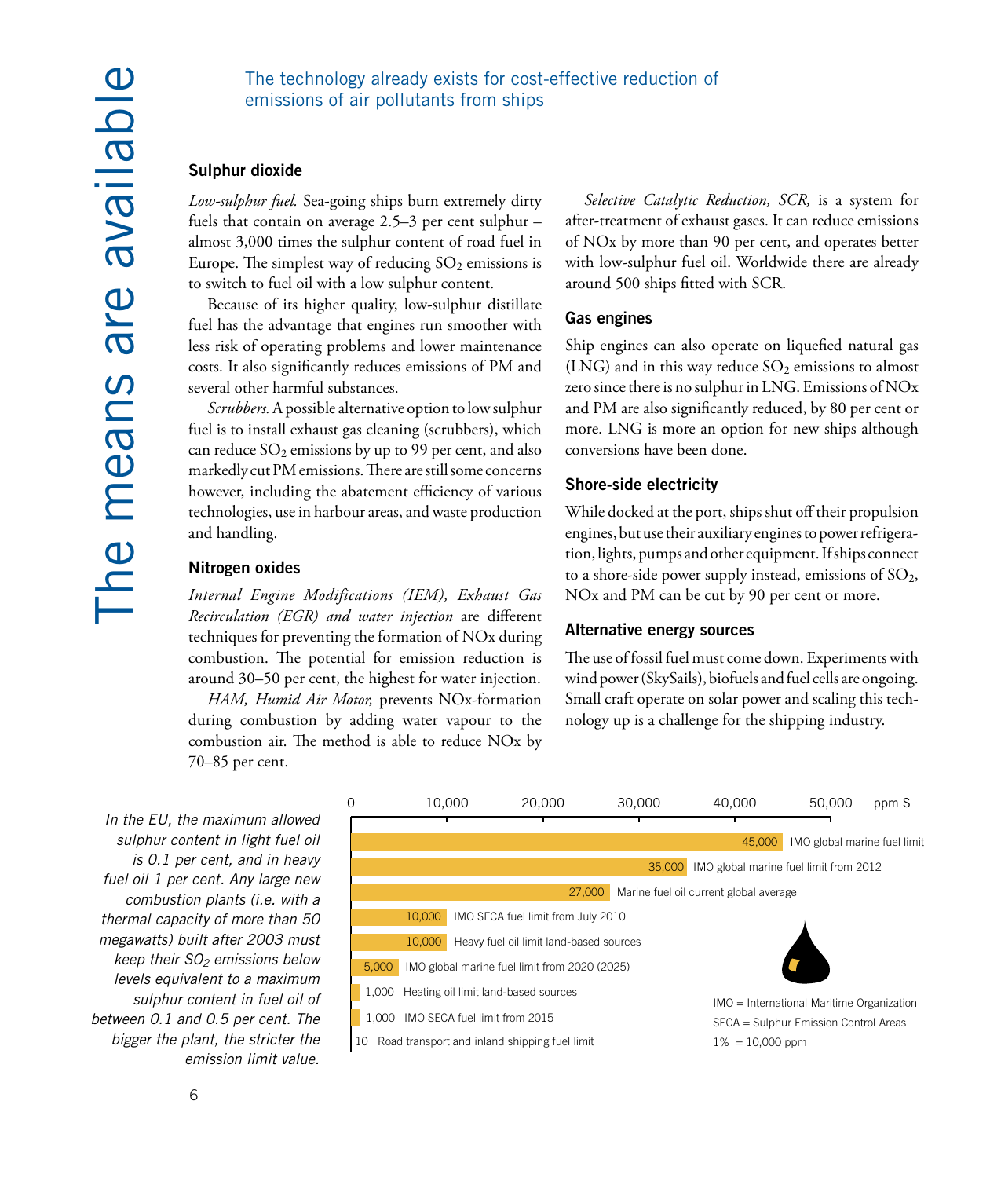# The means are available

The technology already exists for cost-effective reduction of emissions of air pollutants from ships

## Sulphur dioxide

*Low-sulphur fuel.* Sea-going ships burn extremely dirty fuels that contain on average 2.5–3 per cent sulphur – almost 3,000 times the sulphur content of road fuel in Europe. The simplest way of reducing $SO_2$ emissions is to switch to fuel oil with a low sulphur content.

Because of its higher quality, low-sulphur distillate fuel has the advantage that engines run smoother with less risk of operating problems and lower maintenance costs. It also significantly reduces emissions of PM and several other harmful substances.

*Scrubbers.* A possible alternative option to low sulphur fuel is to install exhaust gas cleaning (scrubbers), which can reduce $SO_2$ emissions by up to 99 per cent, and also markedly cut PM emissions. There are still some concerns however, including the abatement efficiency of various technologies, use in harbour areas, and waste production and handling.

## Nitrogen oxides

*Internal Engine Modifications (IEM), Exhaust Gas Recirculation (EGR) and water injection* are different techniques for preventing the formation of NOx during combustion. The potential for emission reduction is around 30–50 per cent, the highest for water injection.

*HAM, Humid Air Motor,* prevents NOx-formation during combustion by adding water vapour to the combustion air. The method is able to reduce NOx by 70–85 per cent.

*Selective Catalytic Reduction, SCR,* is a system for after-treatment of exhaust gases. It can reduce emissions of NOx by more than 90 per cent, and operates better with low-sulphur fuel oil. Worldwide there are already around 500 ships fitted with SCR.

## Gas engines

Ship engines can also operate on liquefied natural gas (LNG) and in this way reduce $SO_2$ emissions to almost zero since there is no sulphur in LNG. Emissions of NOx and PM are also significantly reduced, by 80 per cent or more. LNG is more an option for new ships although conversions have been done.

## Shore-side electricity

While docked at the port, ships shut off their propulsion engines, but use their auxiliary engines to power refrigeration, lights, pumps and other equipment. If ships connect to a shore-side power supply instead, emissions of $SO_2$, NOx and PM can be cut by 90 per cent or more.

## Alternative energy sources

The use of fossil fuel must come down. Experiments with wind power (SkySails), biofuels and fuel cells are ongoing. Small craft operate on solar power and scaling this technology up is a challenge for the shipping industry.

*In the EU, the maximum allowed sulphur content in light fuel oil is 0.1 per cent, and in heavy fuel oil 1 per cent. Any large new combustion plants (i.e. with a thermal capacity of more than 50 megawatts) built after 2003 must keep their $SO_2$ emissions below levels equivalent to a maximum sulphur content in fuel oil of between 0.1 and 0.5 per cent. The bigger the plant, the stricter the emission limit value.*

| ppm S | Limit |
|---|---|
| 45,000 | IMO global marine fuel limit |
| 35,000 | IMO global marine fuel limit from 2012 |
| 27,000 | Marine fuel oil current global average |
| 10,000 | IMO SECA fuel limit from July 2010 |
| 10,000 | Heavy fuel oil limit land-based sources |
| 5,000 | IMO global marine fuel limit from 2020 (2025) |
| 1,000 | Heating oil limit land-based sources |
| 1,000 | IMO SECA fuel limit from 2015 |
| 10 | Road transport and inland shipping fuel limit |

IMO = International Maritime Organization
SECA = Sulphur Emission Control Areas
1% = 10,000 ppm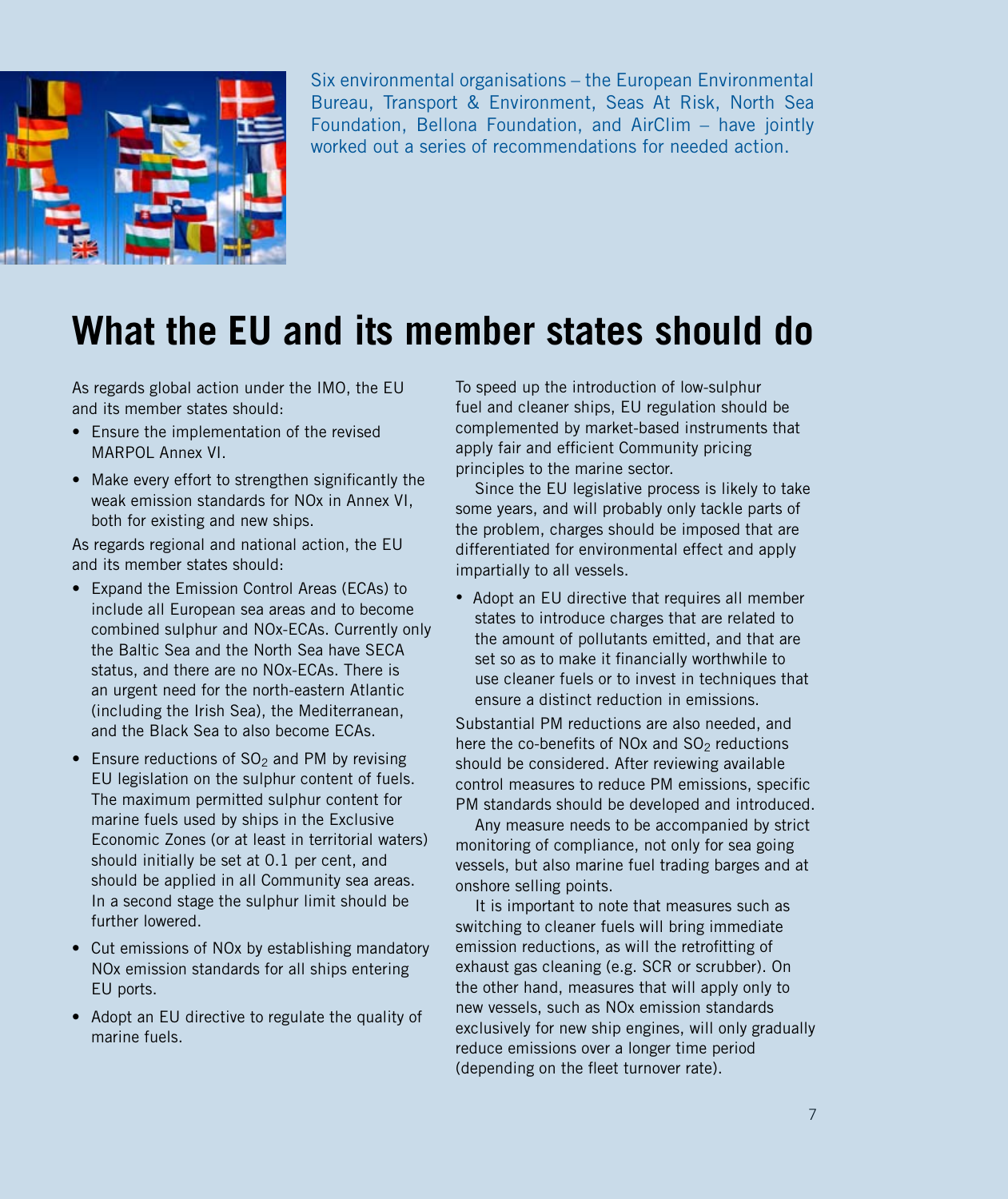Six environmental organisations – the European Environmental Bureau, Transport & Environment, Seas At Risk, North Sea Foundation, Bellona Foundation, and AirClim – have jointly worked out a series of recommendations for needed action.

# What the EU and its member states should do

As regards global action under the IMO, the EU and its member states should:

- Ensure the implementation of the revised MARPOL Annex VI.
- Make every effort to strengthen significantly the weak emission standards for NOx in Annex VI, both for existing and new ships.

As regards regional and national action, the EU and its member states should:

- Expand the Emission Control Areas (ECAs) to include all European sea areas and to become combined sulphur and NOx-ECAs. Currently only the Baltic Sea and the North Sea have SECA status, and there are no NOx-ECAs. There is an urgent need for the north-eastern Atlantic (including the Irish Sea), the Mediterranean, and the Black Sea to also become ECAs.
- Ensure reductions of $SO_2$ and PM by revising EU legislation on the sulphur content of fuels. The maximum permitted sulphur content for marine fuels used by ships in the Exclusive Economic Zones (or at least in territorial waters) should initially be set at 0.1 per cent, and should be applied in all Community sea areas. In a second stage the sulphur limit should be further lowered.
- Cut emissions of NOx by establishing mandatory NOx emission standards for all ships entering EU ports.
- Adopt an EU directive to regulate the quality of marine fuels.

To speed up the introduction of low-sulphur fuel and cleaner ships, EU regulation should be complemented by market-based instruments that apply fair and efficient Community pricing principles to the marine sector.

Since the EU legislative process is likely to take some years, and will probably only tackle parts of the problem, charges should be imposed that are differentiated for environmental effect and apply impartially to all vessels.

- Adopt an EU directive that requires all member states to introduce charges that are related to the amount of pollutants emitted, and that are set so as to make it financially worthwhile to use cleaner fuels or to invest in techniques that ensure a distinct reduction in emissions.

Substantial PM reductions are also needed, and here the co-benefits of NOx and $SO_2$ reductions should be considered. After reviewing available control measures to reduce PM emissions, specific PM standards should be developed and introduced.

Any measure needs to be accompanied by strict monitoring of compliance, not only for sea going vessels, but also marine fuel trading barges and at onshore selling points.

It is important to note that measures such as switching to cleaner fuels will bring immediate emission reductions, as will the retrofitting of exhaust gas cleaning (e.g. SCR or scrubber). On the other hand, measures that will apply only to new vessels, such as NOx emission standards exclusively for new ship engines, will only gradually reduce emissions over a longer time period (depending on the fleet turnover rate).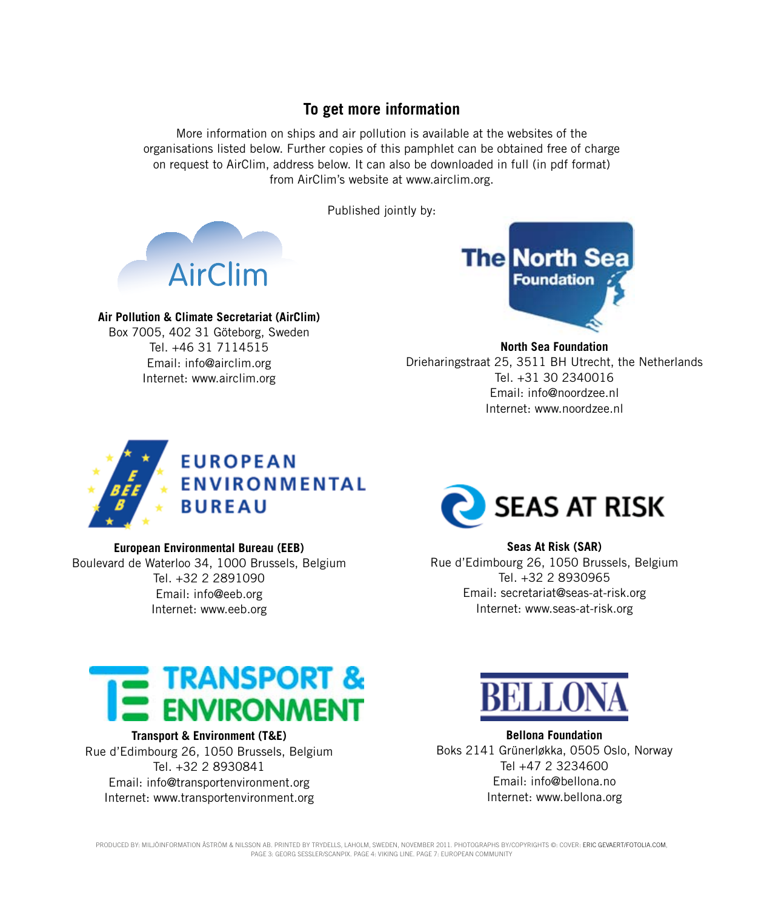## To get more information

More information on ships and air pollution is available at the websites of the organisations listed below. Further copies of this pamphlet can be obtained free of charge on request to AirClim, address below. It can also be downloaded in full (in pdf format) from AirClim's website at www.airclim.org.

Published jointly by:

**Air Pollution & Climate Secretariat (AirClim)**
Box 7005, 402 31 Göteborg, Sweden
Tel. +46 31 7114515
Email: info@airclim.org
Internet: www.airclim.org

**North Sea Foundation**
Drieharingstraat 25, 3511 BH Utrecht, the Netherlands
Tel. +31 30 2340016
Email: info@noordzee.nl
Internet: www.noordzee.nl

**European Environmental Bureau (EEB)**
Boulevard de Waterloo 34, 1000 Brussels, Belgium
Tel. +32 2 2891090
Email: info@eeb.org
Internet: www.eeb.org

**Seas At Risk (SAR)**
Rue d'Edimbourg 26, 1050 Brussels, Belgium
Tel. +32 2 8930965
Email: secretariat@seas-at-risk.org
Internet: www.seas-at-risk.org

**Transport & Environment (T&E)**
Rue d'Edimbourg 26, 1050 Brussels, Belgium
Tel. +32 2 8930841
Email: info@transportenvironment.org
Internet: www.transportenvironment.org

**Bellona Foundation**
Boks 2141 Grünerløkka, 0505 Oslo, Norway
Tel +47 2 3234600
Email: info@bellona.no
Internet: www.bellona.org

PRODUCED BY: MILJÖINFORMATION ÅSTRÖM & NILSSON AB. PRINTED BY TRYDELLS, LAHOLM, SWEDEN, NOVEMBER 2011. PHOTOGRAPHS BY/COPYRIGHTS ©: COVER: ERIC GEVAERT/FOTOLIA.COM, PAGE 3: GEORG SESSLER/SCANPIX. PAGE 4: VIKING LINE. PAGE 7: EUROPEAN COMMUNITY